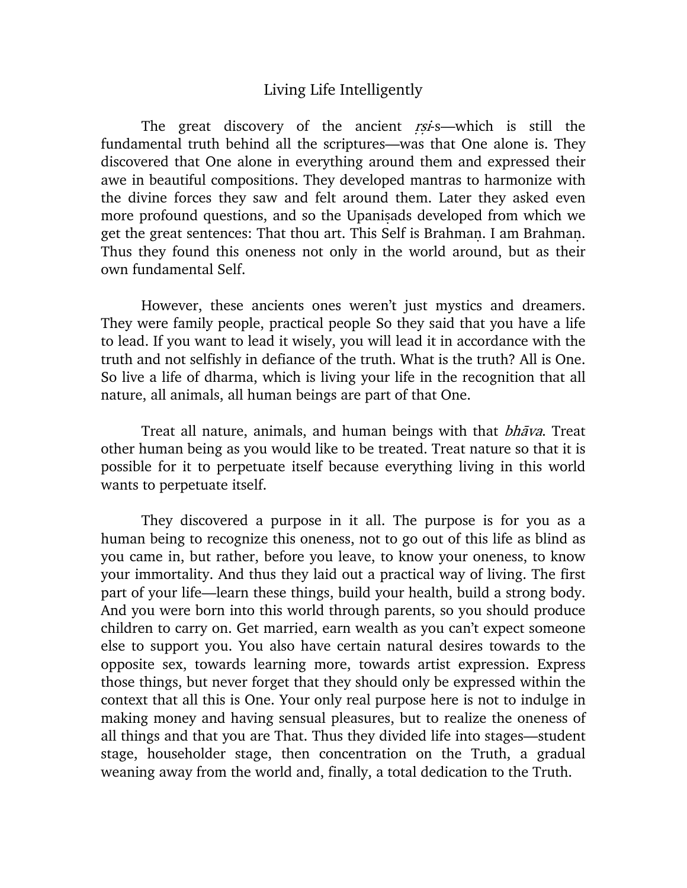# Living Life Intelligently

The great discovery of the ancient *ṛṣi*-s—which is still the fundamental truth behind all the scriptures—was that One alone is. They discovered that One alone in everything around them and expressed their awe in beautiful compositions. They developed mantras to harmonize with the divine forces they saw and felt around them. Later they asked even more profound questions, and so the Upaniṣads developed from which we get the great sentences: That thou art. This Self is Brahmaṇ. I am Brahmaṇ. Thus they found this oneness not only in the world around, but as their own fundamental Self.

However, these ancients ones weren't just mystics and dreamers. They were family people, practical people So they said that you have a life to lead. If you want to lead it wisely, you will lead it in accordance with the truth and not selfishly in defiance of the truth. What is the truth? All is One. So live a life of dharma, which is living your life in the recognition that all nature, all animals, all human beings are part of that One.

Treat all nature, animals, and human beings with that *bhāva*. Treat other human being as you would like to be treated. Treat nature so that it is possible for it to perpetuate itself because everything living in this world wants to perpetuate itself.

They discovered a purpose in it all. The purpose is for you as a human being to recognize this oneness, not to go out of this life as blind as you came in, but rather, before you leave, to know your oneness, to know your immortality. And thus they laid out a practical way of living. The first part of your life—learn these things, build your health, build a strong body. And you were born into this world through parents, so you should produce children to carry on. Get married, earn wealth as you can't expect someone else to support you. You also have certain natural desires towards to the opposite sex, towards learning more, towards artist expression. Express those things, but never forget that they should only be expressed within the context that all this is One. Your only real purpose here is not to indulge in making money and having sensual pleasures, but to realize the oneness of all things and that you are That. Thus they divided life into stages—student stage, householder stage, then concentration on the Truth, a gradual weaning away from the world and, finally, a total dedication to the Truth.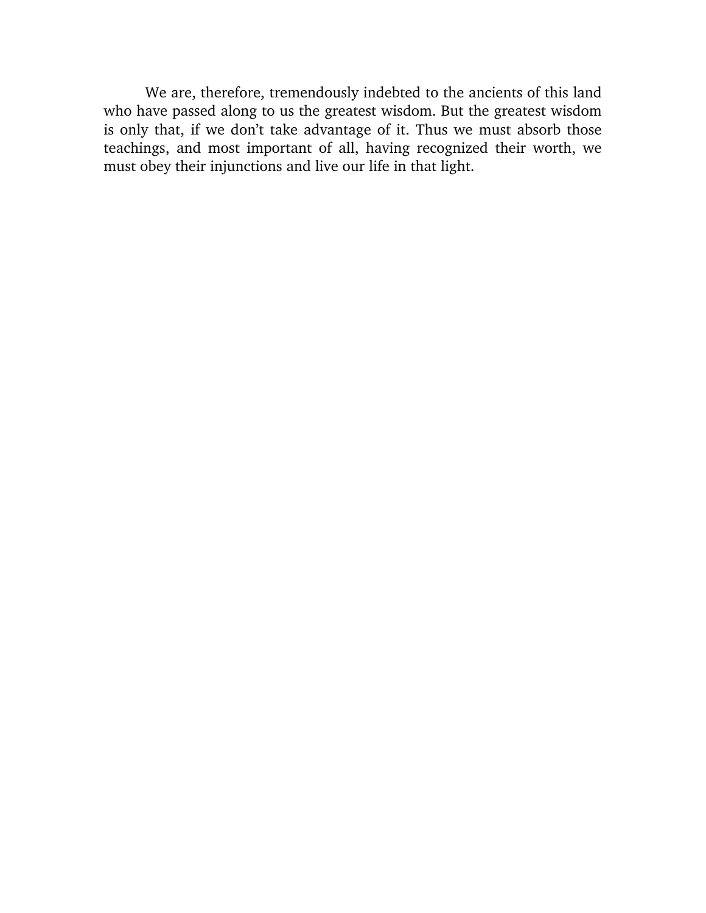We are, therefore, tremendously indebted to the ancients of this land who have passed along to us the greatest wisdom. But the greatest wisdom is only that, if we don't take advantage of it. Thus we must absorb those teachings, and most important of all, having recognized their worth, we must obey their injunctions and live our life in that light.